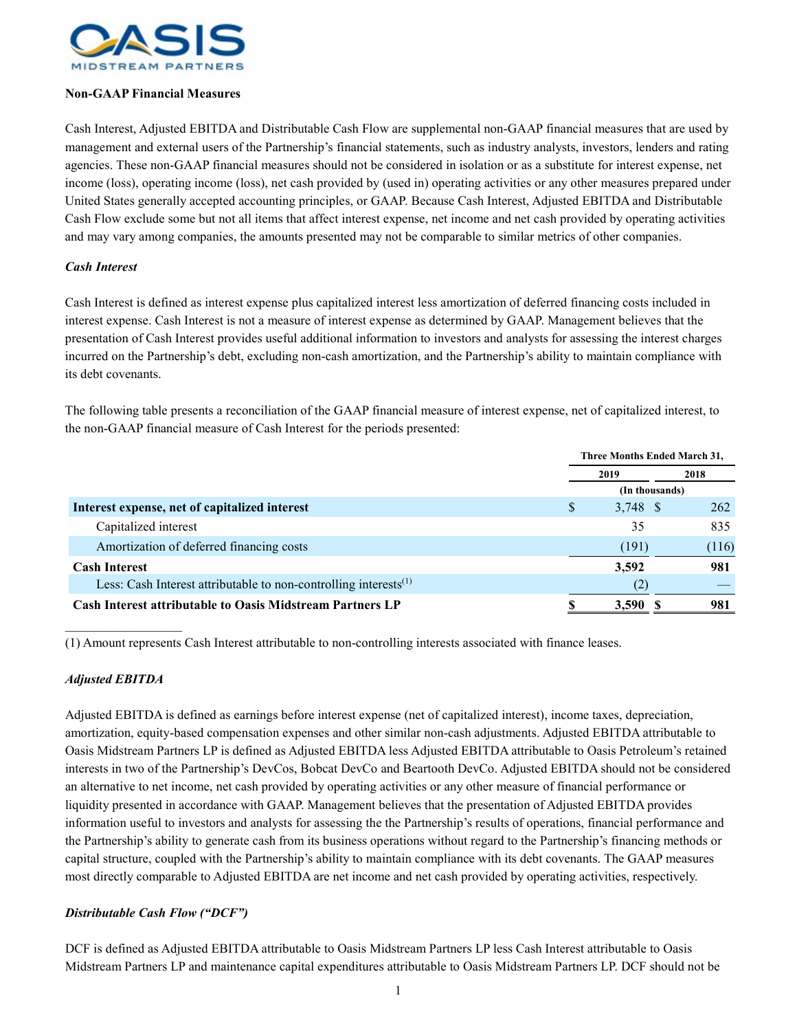OASIS MIDSTREAM PARTNERS

**Non-GAAP Financial Measures**

Cash Interest, Adjusted EBITDA and Distributable Cash Flow are supplemental non-GAAP financial measures that are used by management and external users of the Partnership's financial statements, such as industry analysts, investors, lenders and rating agencies. These non-GAAP financial measures should not be considered in isolation or as a substitute for interest expense, net income (loss), operating income (loss), net cash provided by (used in) operating activities or any other measures prepared under United States generally accepted accounting principles, or GAAP. Because Cash Interest, Adjusted EBITDA and Distributable Cash Flow exclude some but not all items that affect interest expense, net income and net cash provided by operating activities and may vary among companies, the amounts presented may not be comparable to similar metrics of other companies.

***Cash Interest***

Cash Interest is defined as interest expense plus capitalized interest less amortization of deferred financing costs included in interest expense. Cash Interest is not a measure of interest expense as determined by GAAP. Management believes that the presentation of Cash Interest provides useful additional information to investors and analysts for assessing the interest charges incurred on the Partnership's debt, excluding non-cash amortization, and the Partnership's ability to maintain compliance with its debt covenants.

The following table presents a reconciliation of the GAAP financial measure of interest expense, net of capitalized interest, to the non-GAAP financial measure of Cash Interest for the periods presented:

| | Three Months Ended March 31, | |
|---|---|---|
| | 2019 | 2018 |
| | (In thousands) | |
| **Interest expense, net of capitalized interest** | $ 3,748 | $ 262 |
| Capitalized interest | 35 | 835 |
| Amortization of deferred financing costs | (191) | (116) |
| **Cash Interest** | **3,592** | **981** |
| Less: Cash Interest attributable to non-controlling interests[1] | (2) | — |
| **Cash Interest attributable to Oasis Midstream Partners LP** | **$ 3,590** | **$ 981** |

(1) Amount represents Cash Interest attributable to non-controlling interests associated with finance leases.

***Adjusted EBITDA***

Adjusted EBITDA is defined as earnings before interest expense (net of capitalized interest), income taxes, depreciation, amortization, equity-based compensation expenses and other similar non-cash adjustments. Adjusted EBITDA attributable to Oasis Midstream Partners LP is defined as Adjusted EBITDA less Adjusted EBITDA attributable to Oasis Petroleum's retained interests in two of the Partnership's DevCos, Bobcat DevCo and Beartooth DevCo. Adjusted EBITDA should not be considered an alternative to net income, net cash provided by operating activities or any other measure of financial performance or liquidity presented in accordance with GAAP. Management believes that the presentation of Adjusted EBITDA provides information useful to investors and analysts for assessing the the Partnership's results of operations, financial performance and the Partnership's ability to generate cash from its business operations without regard to the Partnership's financing methods or capital structure, coupled with the Partnership's ability to maintain compliance with its debt covenants. The GAAP measures most directly comparable to Adjusted EBITDA are net income and net cash provided by operating activities, respectively.

***Distributable Cash Flow ("DCF")***

DCF is defined as Adjusted EBITDA attributable to Oasis Midstream Partners LP less Cash Interest attributable to Oasis Midstream Partners LP and maintenance capital expenditures attributable to Oasis Midstream Partners LP. DCF should not be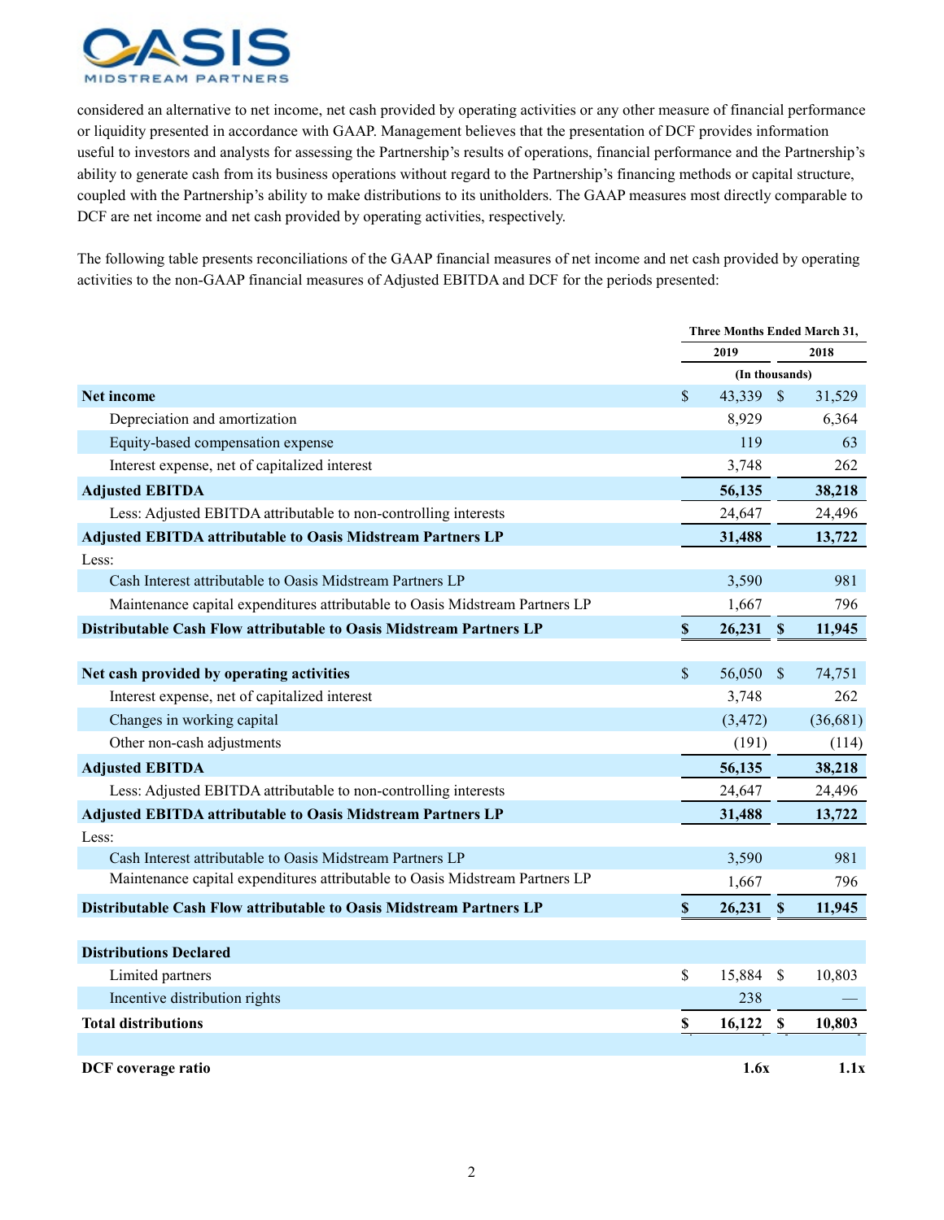considered an alternative to net income, net cash provided by operating activities or any other measure of financial performance or liquidity presented in accordance with GAAP. Management believes that the presentation of DCF provides information useful to investors and analysts for assessing the Partnership's results of operations, financial performance and the Partnership's ability to generate cash from its business operations without regard to the Partnership's financing methods or capital structure, coupled with the Partnership's ability to make distributions to its unitholders. The GAAP measures most directly comparable to DCF are net income and net cash provided by operating activities, respectively.

The following table presents reconciliations of the GAAP financial measures of net income and net cash provided by operating activities to the non-GAAP financial measures of Adjusted EBITDA and DCF for the periods presented:

| | Three Months Ended March 31, | |
|---|---|---|
| | 2019 | 2018 |
| | (In thousands) | |
| **Net income** | $ 43,339 | $ 31,529 |
| Depreciation and amortization | 8,929 | 6,364 |
| Equity-based compensation expense | 119 | 63 |
| Interest expense, net of capitalized interest | 3,748 | 262 |
| **Adjusted EBITDA** | **56,135** | **38,218** |
| Less: Adjusted EBITDA attributable to non-controlling interests | 24,647 | 24,496 |
| **Adjusted EBITDA attributable to Oasis Midstream Partners LP** | **31,488** | **13,722** |
| Less: | | |
| Cash Interest attributable to Oasis Midstream Partners LP | 3,590 | 981 |
| Maintenance capital expenditures attributable to Oasis Midstream Partners LP | 1,667 | 796 |
| **Distributable Cash Flow attributable to Oasis Midstream Partners LP** | **$ 26,231** | **$ 11,945** |
| | | |
| **Net cash provided by operating activities** | $ 56,050 | $ 74,751 |
| Interest expense, net of capitalized interest | 3,748 | 262 |
| Changes in working capital | (3,472) | (36,681) |
| Other non-cash adjustments | (191) | (114) |
| **Adjusted EBITDA** | **56,135** | **38,218** |
| Less: Adjusted EBITDA attributable to non-controlling interests | 24,647 | 24,496 |
| **Adjusted EBITDA attributable to Oasis Midstream Partners LP** | **31,488** | **13,722** |
| Less: | | |
| Cash Interest attributable to Oasis Midstream Partners LP | 3,590 | 981 |
| Maintenance capital expenditures attributable to Oasis Midstream Partners LP | 1,667 | 796 |
| **Distributable Cash Flow attributable to Oasis Midstream Partners LP** | **$ 26,231** | **$ 11,945** |
| | | |
| **Distributions Declared** | | |
| Limited partners | $ 15,884 | $ 10,803 |
| Incentive distribution rights | 238 | — |
| **Total distributions** | **$ 16,122** | **$ 10,803** |
| | | |
| **DCF coverage ratio** | **1.6x** | **1.1x** |